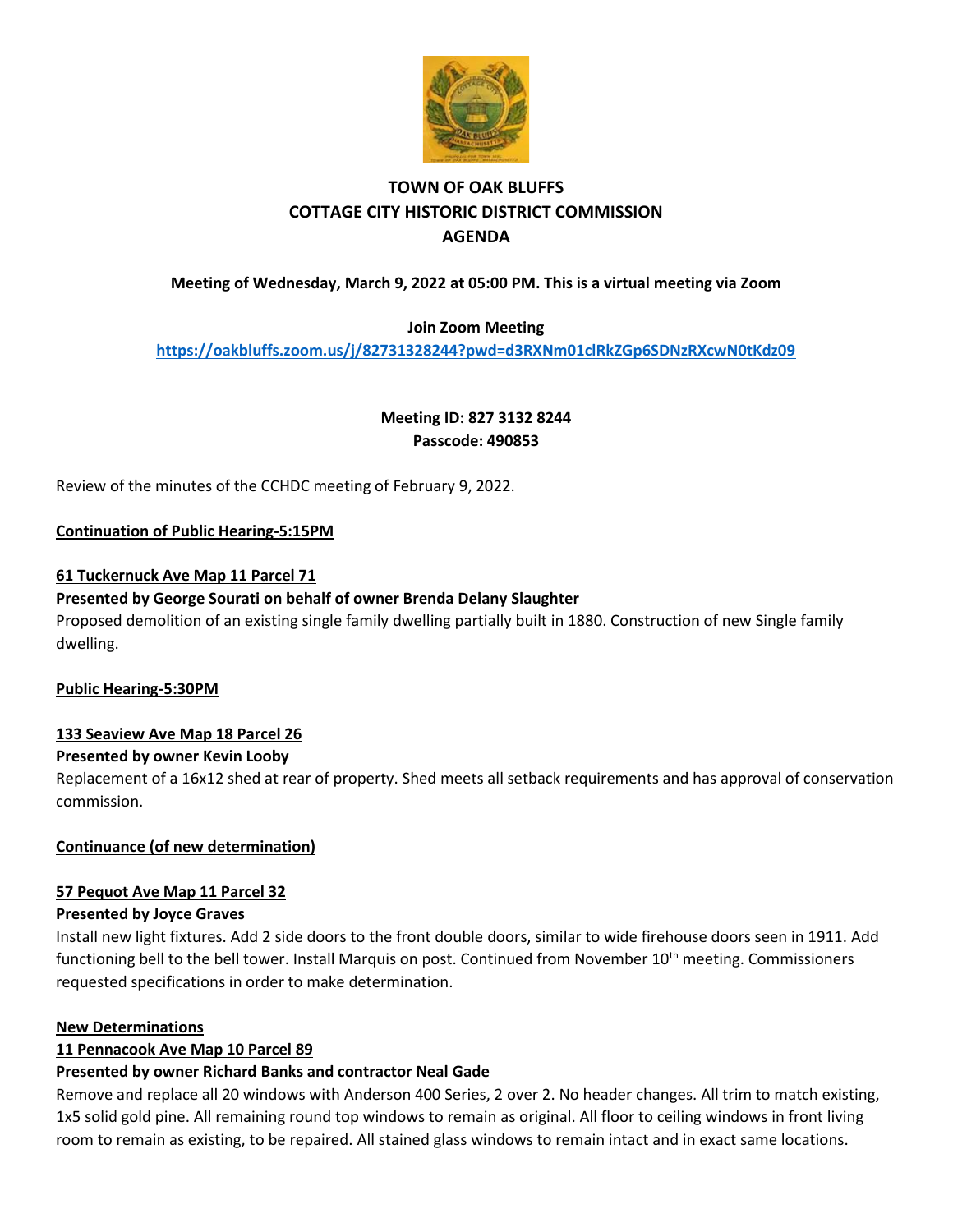# TOWN OF OAK BLUFFS
# COTTAGE CITY HISTORIC DISTRICT COMMISSION
# AGENDA

**Meeting of Wednesday, March 9, 2022 at 05:00 PM. This is a virtual meeting via Zoom**

**Join Zoom Meeting**
**https://oakbluffs.zoom.us/j/82731328244?pwd=d3RXNm01clRkZGp6SDNzRXcwN0tKdz09**

**Meeting ID: 827 3132 8244**
**Passcode: 490853**

Review of the minutes of the CCHDC meeting of February 9, 2022.

**Continuation of Public Hearing-5:15PM**

**61 Tuckernuck Ave Map 11 Parcel 71**
**Presented by George Sourati on behalf of owner Brenda Delany Slaughter**
Proposed demolition of an existing single family dwelling partially built in 1880. Construction of new Single family dwelling.

**Public Hearing-5:30PM**

**133 Seaview Ave Map 18 Parcel 26**
**Presented by owner Kevin Looby**
Replacement of a 16x12 shed at rear of property. Shed meets all setback requirements and has approval of conservation commission.

**Continuance (of new determination)**

**57 Pequot Ave Map 11 Parcel 32**
**Presented by Joyce Graves**
Install new light fixtures. Add 2 side doors to the front double doors, similar to wide firehouse doors seen in 1911. Add functioning bell to the bell tower. Install Marquis on post. Continued from November 10th meeting. Commissioners requested specifications in order to make determination.

**New Determinations**
**11 Pennacook Ave Map 10 Parcel 89**
**Presented by owner Richard Banks and contractor Neal Gade**
Remove and replace all 20 windows with Anderson 400 Series, 2 over 2. No header changes. All trim to match existing, 1x5 solid gold pine. All remaining round top windows to remain as original. All floor to ceiling windows in front living room to remain as existing, to be repaired. All stained glass windows to remain intact and in exact same locations.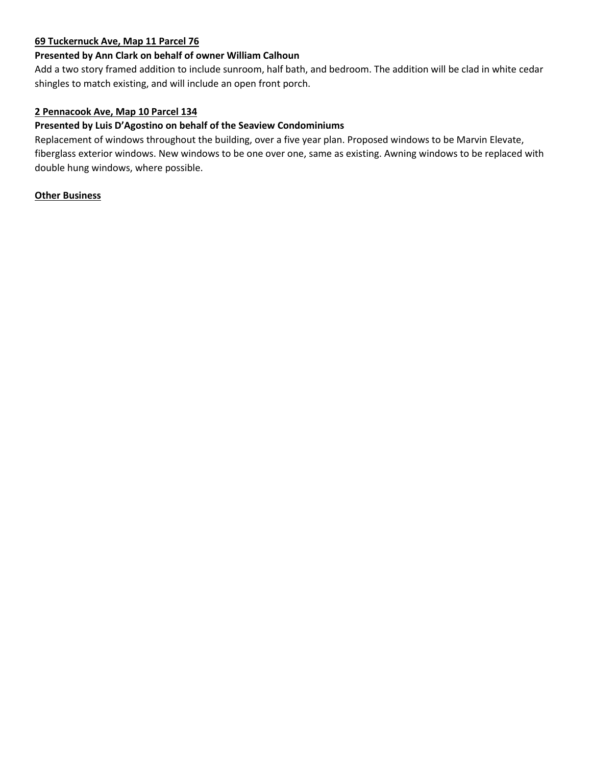**69 Tuckernuck Ave, Map 11 Parcel 76**

**Presented by Ann Clark on behalf of owner William Calhoun**

Add a two story framed addition to include sunroom, half bath, and bedroom. The addition will be clad in white cedar shingles to match existing, and will include an open front porch.

**2 Pennacook Ave, Map 10 Parcel 134**

**Presented by Luis D'Agostino on behalf of the Seaview Condominiums**

Replacement of windows throughout the building, over a five year plan. Proposed windows to be Marvin Elevate, fiberglass exterior windows. New windows to be one over one, same as existing. Awning windows to be replaced with double hung windows, where possible.

**Other Business**